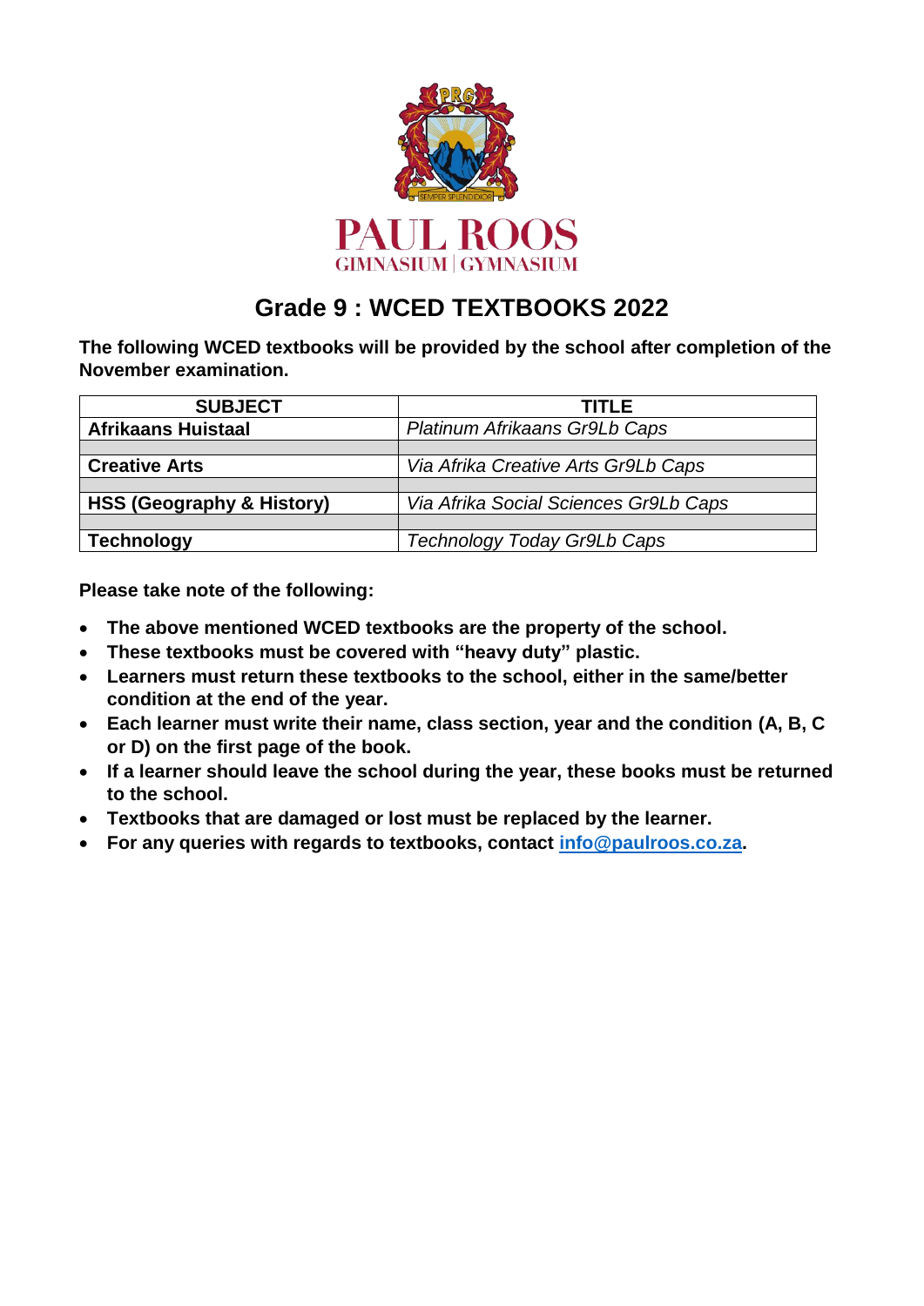PAUL ROOS
GIMNASIUM | GYMNASIUM

# Grade 9 : WCED TEXTBOOKS 2022

**The following WCED textbooks will be provided by the school after completion of the November examination.**

| SUBJECT | TITLE |
|---|---|
| **Afrikaans Huistaal** | *Platinum Afrikaans Gr9Lb Caps* |
| | |
| **Creative Arts** | *Via Afrika Creative Arts Gr9Lb Caps* |
| | |
| **HSS (Geography & History)** | *Via Afrika Social Sciences Gr9Lb Caps* |
| | |
| **Technology** | *Technology Today Gr9Lb Caps* |

**Please take note of the following:**

- **The above mentioned WCED textbooks are the property of the school.**
- **These textbooks must be covered with "heavy duty" plastic.**
- **Learners must return these textbooks to the school, either in the same/better condition at the end of the year.**
- **Each learner must write their name, class section, year and the condition (A, B, C or D) on the first page of the book.**
- **If a learner should leave the school during the year, these books must be returned to the school.**
- **Textbooks that are damaged or lost must be replaced by the learner.**
- **For any queries with regards to textbooks, contact info@paulroos.co.za.**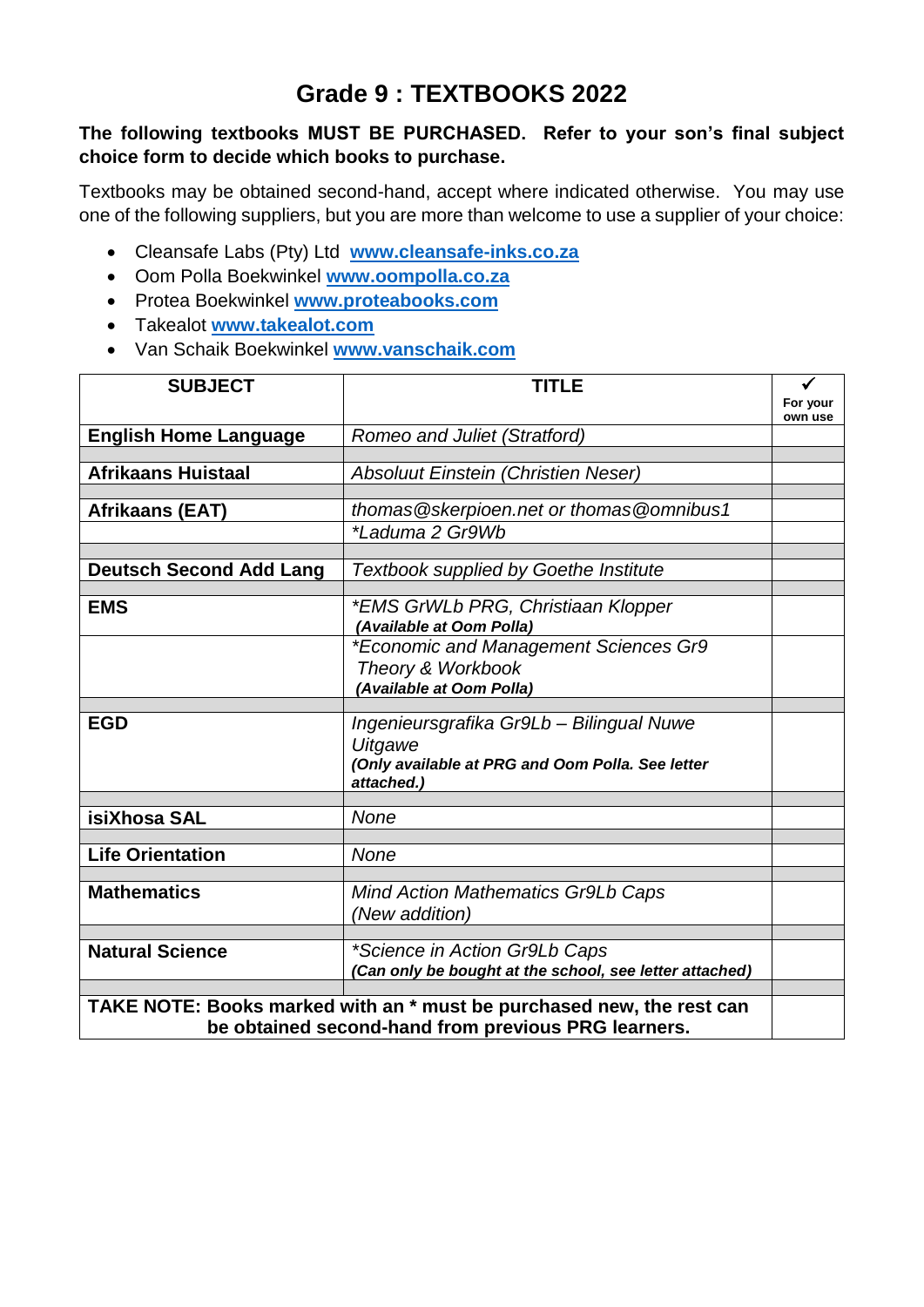# Grade 9 : TEXTBOOKS 2022

**The following textbooks MUST BE PURCHASED. Refer to your son's final subject choice form to decide which books to purchase.**

Textbooks may be obtained second-hand, accept where indicated otherwise. You may use one of the following suppliers, but you are more than welcome to use a supplier of your choice:

- Cleansafe Labs (Pty) Ltd **www.cleansafe-inks.co.za**
- Oom Polla Boekwinkel **www.oompolla.co.za**
- Protea Boekwinkel **www.proteabooks.com**
- Takealot **www.takealot.com**
- Van Schaik Boekwinkel **www.vanschaik.com**

| SUBJECT | TITLE | ✓ For your own use |
|---|---|---|
| **English Home Language** | *Romeo and Juliet (Stratford)* | |
| | | |
| **Afrikaans Huistaal** | *Absoluut Einstein (Christien Neser)* | |
| | | |
| **Afrikaans (EAT)** | *thomas@skerpioen.net or thomas@omnibus1* | |
| | *\*Laduma 2 Gr9Wb* | |
| | | |
| **Deutsch Second Add Lang** | *Textbook supplied by Goethe Institute* | |
| | | |
| **EMS** | *\*EMS GrWLb PRG, Christiaan Klopper* ***(Available at Oom Polla)*** | |
| | *\*Economic and Management Sciences Gr9 Theory & Workbook* ***(Available at Oom Polla)*** | |
| | | |
| **EGD** | *Ingenieursgrafika Gr9Lb – Bilingual Nuwe Uitgawe* ***(Only available at PRG and Oom Polla. See letter attached.)*** | |
| | | |
| **isiXhosa SAL** | *None* | |
| | | |
| **Life Orientation** | *None* | |
| | | |
| **Mathematics** | *Mind Action Mathematics Gr9Lb Caps (New addition)* | |
| | | |
| **Natural Science** | *\*Science in Action Gr9Lb Caps* ***(Can only be bought at the school, see letter attached)*** | |
| | | |
| **TAKE NOTE: Books marked with an \* must be purchased new, the rest can be obtained second-hand from previous PRG learners.** | | |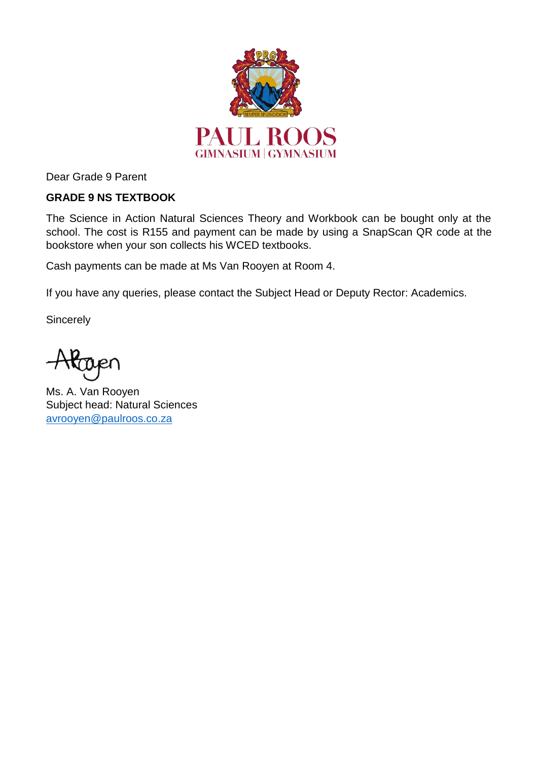PAUL ROOS
GIMNASIUM | GYMNASIUM

Dear Grade 9 Parent

**GRADE 9 NS TEXTBOOK**

The Science in Action Natural Sciences Theory and Workbook can be bought only at the school. The cost is R155 and payment can be made by using a SnapScan QR code at the bookstore when your son collects his WCED textbooks.

Cash payments can be made at Ms Van Rooyen at Room 4.

If you have any queries, please contact the Subject Head or Deputy Rector: Academics.

Sincerely

Ms. A. Van Rooyen
Subject head: Natural Sciences
avrooyen@paulroos.co.za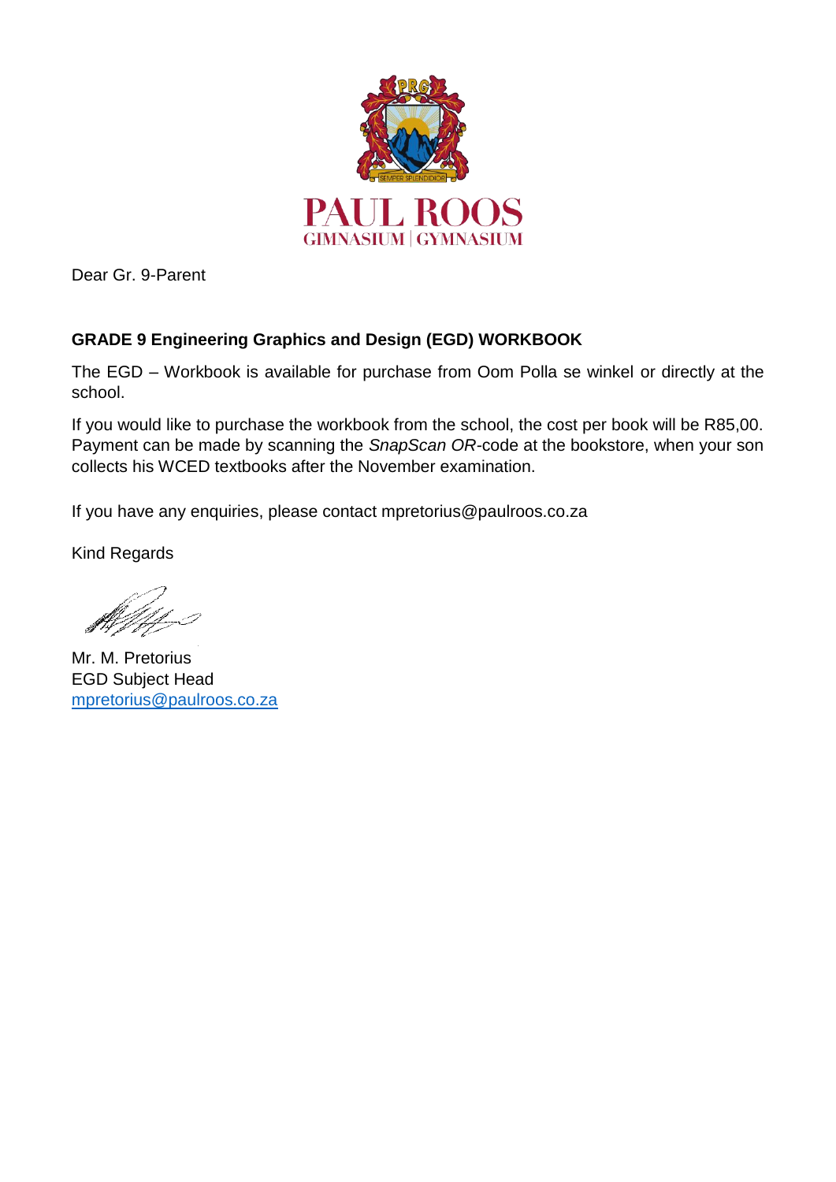PAUL ROOS
GIMNASIUM | GYMNASIUM

Dear Gr. 9-Parent

**GRADE 9 Engineering Graphics and Design (EGD) WORKBOOK**

The EGD – Workbook is available for purchase from Oom Polla se winkel or directly at the school.

If you would like to purchase the workbook from the school, the cost per book will be R85,00. Payment can be made by scanning the *SnapScan OR*-code at the bookstore, when your son collects his WCED textbooks after the November examination.

If you have any enquiries, please contact mpretorius@paulroos.co.za

Kind Regards

Mr. M. Pretorius
EGD Subject Head
mpretorius@paulroos.co.za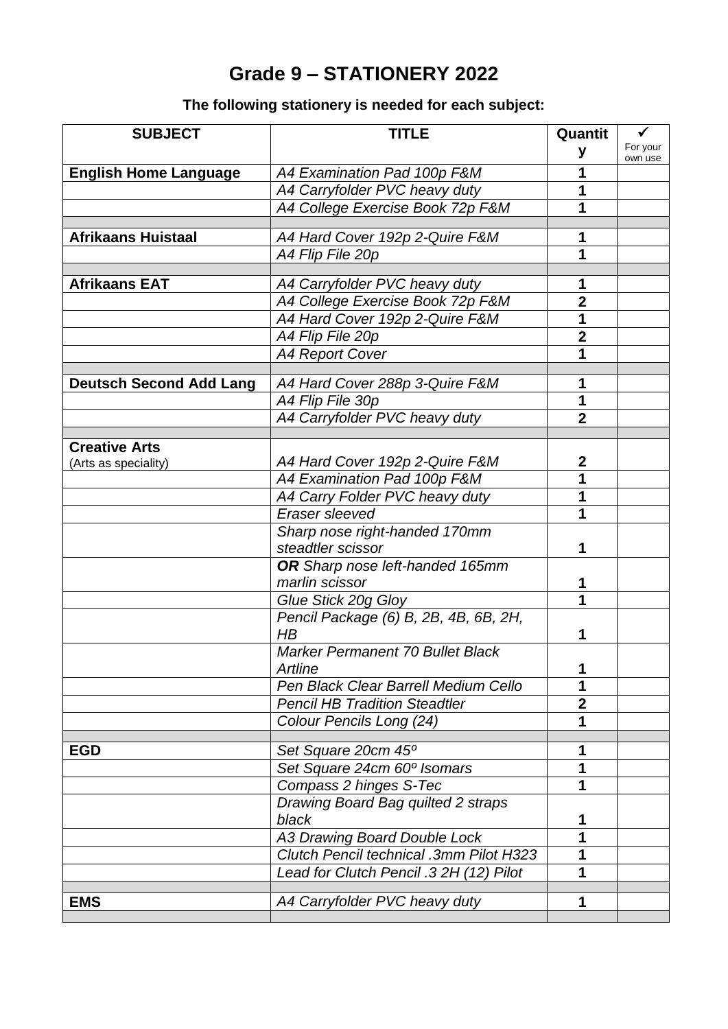# Grade 9 – STATIONERY 2022

**The following stationery is needed for each subject:**

| SUBJECT | TITLE | Quantity | ✓ For your own use |
|---|---|---|---|
| **English Home Language** | *A4 Examination Pad 100p F&M* | **1** | |
| | *A4 Carryfolder PVC heavy duty* | **1** | |
| | *A4 College Exercise Book 72p F&M* | **1** | |
| | | | |
| **Afrikaans Huistaal** | *A4 Hard Cover 192p 2-Quire F&M* | **1** | |
| | *A4 Flip File 20p* | **1** | |
| | | | |
| **Afrikaans EAT** | *A4 Carryfolder PVC heavy duty* | **1** | |
| | *A4 College Exercise Book 72p F&M* | **2** | |
| | *A4 Hard Cover 192p 2-Quire F&M* | **1** | |
| | *A4 Flip File 20p* | **2** | |
| | *A4 Report Cover* | **1** | |
| | | | |
| **Deutsch Second Add Lang** | *A4 Hard Cover 288p 3-Quire F&M* | **1** | |
| | *A4 Flip File 30p* | **1** | |
| | *A4 Carryfolder PVC heavy duty* | **2** | |
| | | | |
| **Creative Arts** (Arts as speciality) | *A4 Hard Cover 192p 2-Quire F&M* | **2** | |
| | *A4 Examination Pad 100p F&M* | **1** | |
| | *A4 Carry Folder PVC heavy duty* | **1** | |
| | *Eraser sleeved* | **1** | |
| | *Sharp nose right-handed 170mm steadtler scissor* | **1** | |
| | ***OR** Sharp nose left-handed 165mm marlin scissor* | **1** | |
| | *Glue Stick 20g Gloy* | **1** | |
| | *Pencil Package (6) B, 2B, 4B, 6B, 2H, HB* | **1** | |
| | *Marker Permanent 70 Bullet Black Artline* | **1** | |
| | *Pen Black Clear Barrell Medium Cello* | **1** | |
| | *Pencil HB Tradition Steadtler* | **2** | |
| | *Colour Pencils Long (24)* | **1** | |
| | | | |
| **EGD** | *Set Square 20cm 45º* | **1** | |
| | *Set Square 24cm 60º Isomars* | **1** | |
| | *Compass 2 hinges S-Tec* | **1** | |
| | *Drawing Board Bag quilted 2 straps black* | **1** | |
| | *A3 Drawing Board Double Lock* | **1** | |
| | *Clutch Pencil technical .3mm Pilot H323* | **1** | |
| | *Lead for Clutch Pencil .3 2H (12) Pilot* | **1** | |
| | | | |
| **EMS** | *A4 Carryfolder PVC heavy duty* | **1** | |
| | | | |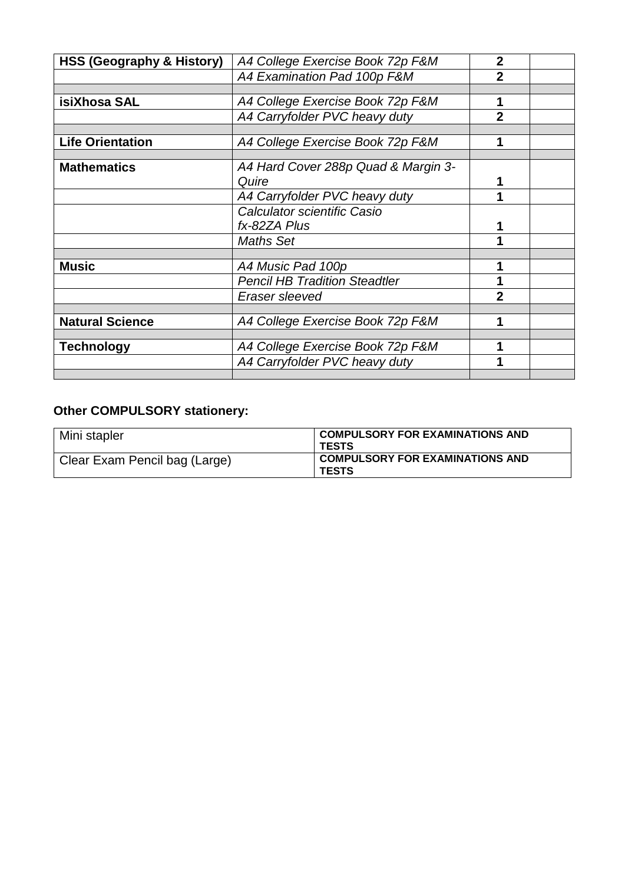| | | | |
|---|---|---|---|
| **HSS (Geography & History)** | *A4 College Exercise Book 72p F&M* | **2** | |
| | *A4 Examination Pad 100p F&M* | **2** | |
| | | | |
| **isiXhosa SAL** | *A4 College Exercise Book 72p F&M* | **1** | |
| | *A4 Carryfolder PVC heavy duty* | **2** | |
| | | | |
| **Life Orientation** | *A4 College Exercise Book 72p F&M* | **1** | |
| | | | |
| **Mathematics** | *A4 Hard Cover 288p Quad & Margin 3-Quire* | **1** | |
| | *A4 Carryfolder PVC heavy duty* | **1** | |
| | *Calculator scientific Casio fx-82ZA Plus* | **1** | |
| | *Maths Set* | **1** | |
| | | | |
| **Music** | *A4 Music Pad 100p* | **1** | |
| | *Pencil HB Tradition Steadtler* | **1** | |
| | *Eraser sleeved* | **2** | |
| | | | |
| **Natural Science** | *A4 College Exercise Book 72p F&M* | **1** | |
| | | | |
| **Technology** | *A4 College Exercise Book 72p F&M* | **1** | |
| | *A4 Carryfolder PVC heavy duty* | **1** | |
| | | | |

**Other COMPULSORY stationery:**

| | |
|---|---|
| Mini stapler | **COMPULSORY FOR EXAMINATIONS AND TESTS** |
| Clear Exam Pencil bag (Large) | **COMPULSORY FOR EXAMINATIONS AND TESTS** |